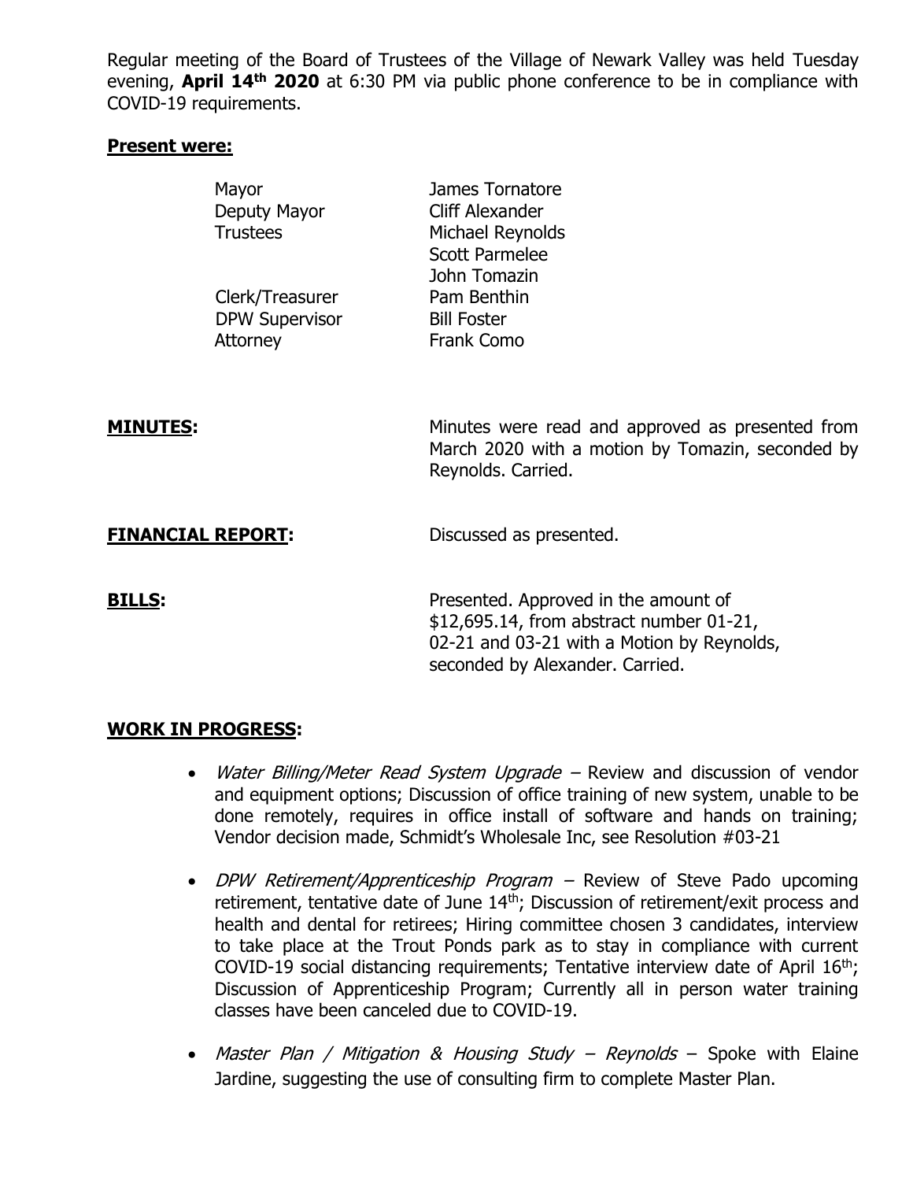Regular meeting of the Board of Trustees of the Village of Newark Valley was held Tuesday evening, **April 14th 2020** at 6:30 PM via public phone conference to be in compliance with COVID-19 requirements.

**Present were:**

| | |
|---|---|
| Mayor | James Tornatore |
| Deputy Mayor | Cliff Alexander |
| Trustees | Michael Reynolds |
| | Scott Parmelee |
| | John Tomazin |
| Clerk/Treasurer | Pam Benthin |
| DPW Supervisor | Bill Foster |
| Attorney | Frank Como |

**MINUTES:** Minutes were read and approved as presented from March 2020 with a motion by Tomazin, seconded by Reynolds. Carried.

**FINANCIAL REPORT:** Discussed as presented.

**BILLS:** Presented. Approved in the amount of $12,695.14, from abstract number 01-21, 02-21 and 03-21 with a Motion by Reynolds, seconded by Alexander. Carried.

**WORK IN PROGRESS:**

- *Water Billing/Meter Read System Upgrade* – Review and discussion of vendor and equipment options; Discussion of office training of new system, unable to be done remotely, requires in office install of software and hands on training; Vendor decision made, Schmidt's Wholesale Inc, see Resolution #03-21
- *DPW Retirement/Apprenticeship Program* – Review of Steve Pado upcoming retirement, tentative date of June 14th; Discussion of retirement/exit process and health and dental for retirees; Hiring committee chosen 3 candidates, interview to take place at the Trout Ponds park as to stay in compliance with current COVID-19 social distancing requirements; Tentative interview date of April 16th; Discussion of Apprenticeship Program; Currently all in person water training classes have been canceled due to COVID-19.
- *Master Plan / Mitigation & Housing Study – Reynolds* – Spoke with Elaine Jardine, suggesting the use of consulting firm to complete Master Plan.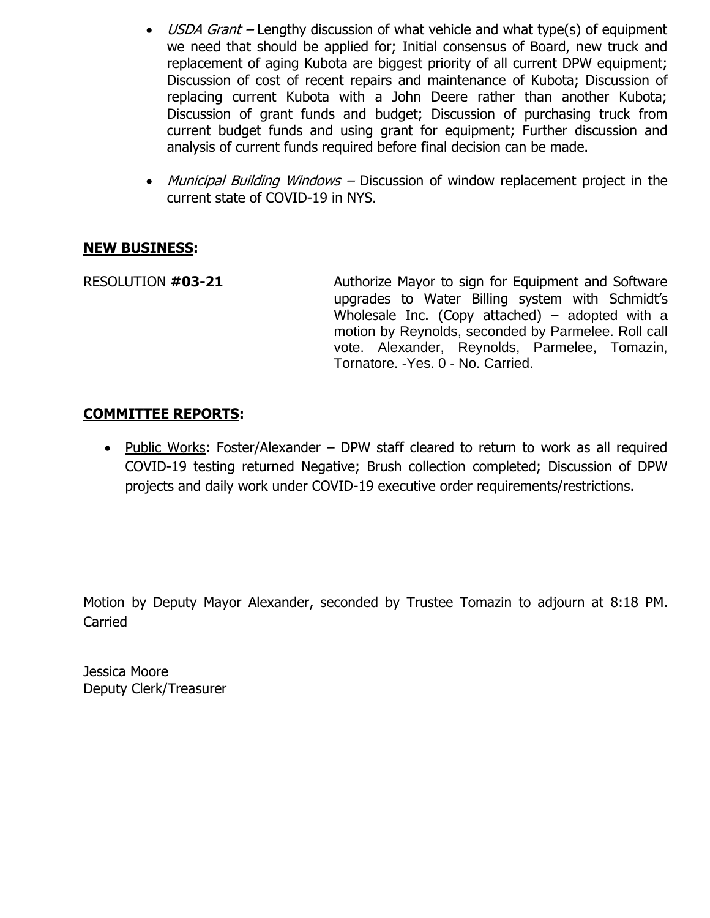- *USDA Grant* – Lengthy discussion of what vehicle and what type(s) of equipment we need that should be applied for; Initial consensus of Board, new truck and replacement of aging Kubota are biggest priority of all current DPW equipment; Discussion of cost of recent repairs and maintenance of Kubota; Discussion of replacing current Kubota with a John Deere rather than another Kubota; Discussion of grant funds and budget; Discussion of purchasing truck from current budget funds and using grant for equipment; Further discussion and analysis of current funds required before final decision can be made.

- *Municipal Building Windows* – Discussion of window replacement project in the current state of COVID-19 in NYS.

**NEW BUSINESS:**

RESOLUTION **#03-21** Authorize Mayor to sign for Equipment and Software upgrades to Water Billing system with Schmidt's Wholesale Inc. (Copy attached) – adopted with a motion by Reynolds, seconded by Parmelee. Roll call vote. Alexander, Reynolds, Parmelee, Tomazin, Tornatore. -Yes. 0 - No. Carried.

**COMMITTEE REPORTS:**

- Public Works: Foster/Alexander – DPW staff cleared to return to work as all required COVID-19 testing returned Negative; Brush collection completed; Discussion of DPW projects and daily work under COVID-19 executive order requirements/restrictions.

Motion by Deputy Mayor Alexander, seconded by Trustee Tomazin to adjourn at 8:18 PM. Carried

Jessica Moore
Deputy Clerk/Treasurer